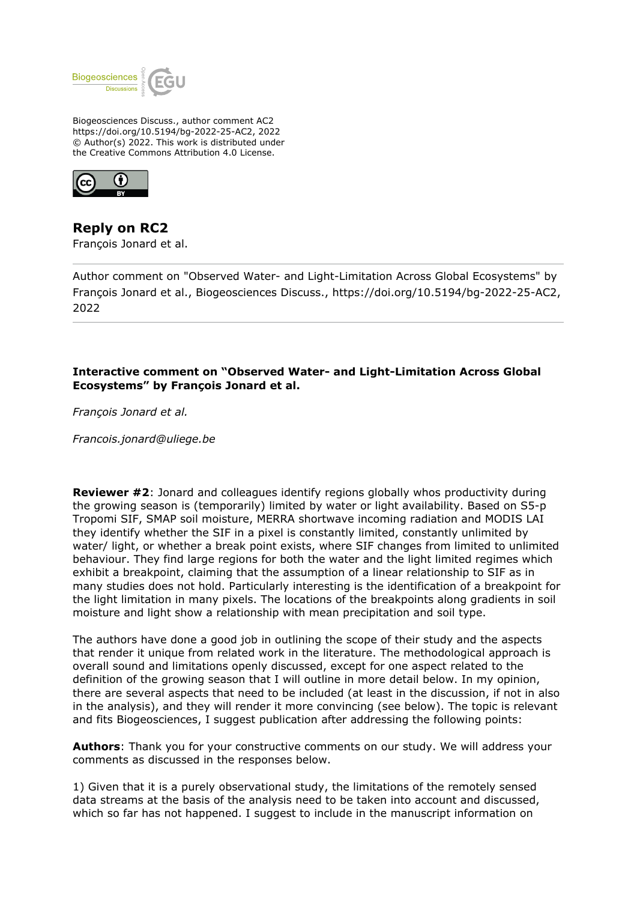Biogeosciences Discuss., author comment AC2
https://doi.org/10.5194/bg-2022-25-AC2, 2022
© Author(s) 2022. This work is distributed under
the Creative Commons Attribution 4.0 License.

## Reply on RC2

François Jonard et al.

---

Author comment on "Observed Water- and Light-Limitation Across Global Ecosystems" by François Jonard et al., Biogeosciences Discuss., https://doi.org/10.5194/bg-2022-25-AC2, 2022

---

**Interactive comment on "Observed Water- and Light-Limitation Across Global Ecosystems" by François Jonard et al.**

*François Jonard et al.*

*Francois.jonard@uliege.be*

**Reviewer #2**: Jonard and colleagues identify regions globally whos productivity during the growing season is (temporarily) limited by water or light availability. Based on S5-p Tropomi SIF, SMAP soil moisture, MERRA shortwave incoming radiation and MODIS LAI they identify whether the SIF in a pixel is constantly limited, constantly unlimited by water/ light, or whether a break point exists, where SIF changes from limited to unlimited behaviour. They find large regions for both the water and the light limited regimes which exhibit a breakpoint, claiming that the assumption of a linear relationship to SIF as in many studies does not hold. Particularly interesting is the identification of a breakpoint for the light limitation in many pixels. The locations of the breakpoints along gradients in soil moisture and light show a relationship with mean precipitation and soil type.

The authors have done a good job in outlining the scope of their study and the aspects that render it unique from related work in the literature. The methodological approach is overall sound and limitations openly discussed, except for one aspect related to the definition of the growing season that I will outline in more detail below. In my opinion, there are several aspects that need to be included (at least in the discussion, if not in also in the analysis), and they will render it more convincing (see below). The topic is relevant and fits Biogeosciences, I suggest publication after addressing the following points:

**Authors**: Thank you for your constructive comments on our study. We will address your comments as discussed in the responses below.

1) Given that it is a purely observational study, the limitations of the remotely sensed data streams at the basis of the analysis need to be taken into account and discussed, which so far has not happened. I suggest to include in the manuscript information on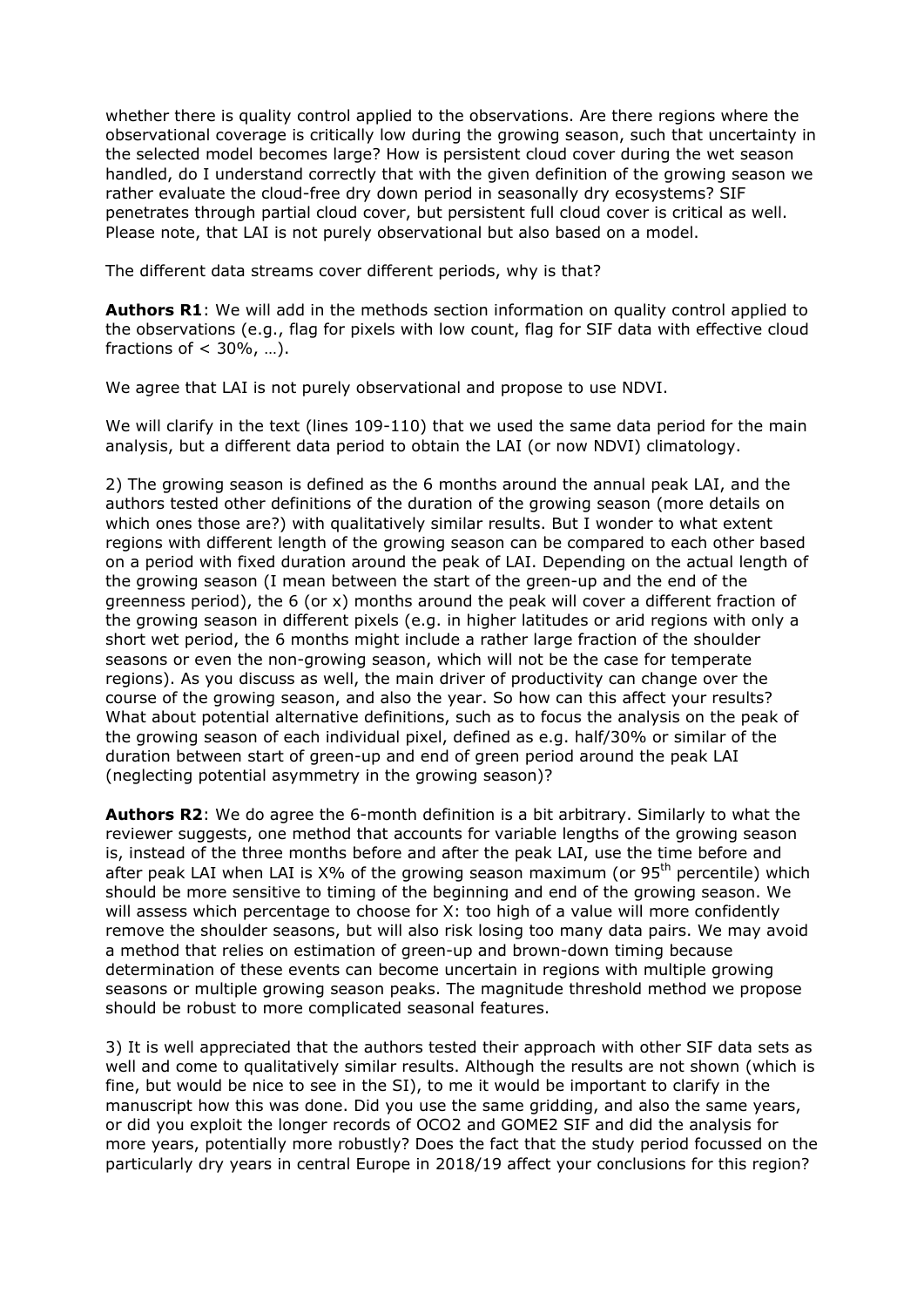whether there is quality control applied to the observations. Are there regions where the observational coverage is critically low during the growing season, such that uncertainty in the selected model becomes large? How is persistent cloud cover during the wet season handled, do I understand correctly that with the given definition of the growing season we rather evaluate the cloud-free dry down period in seasonally dry ecosystems? SIF penetrates through partial cloud cover, but persistent full cloud cover is critical as well. Please note, that LAI is not purely observational but also based on a model.

The different data streams cover different periods, why is that?

**Authors R1**: We will add in the methods section information on quality control applied to the observations (e.g., flag for pixels with low count, flag for SIF data with effective cloud fractions of < 30%, …).

We agree that LAI is not purely observational and propose to use NDVI.

We will clarify in the text (lines 109-110) that we used the same data period for the main analysis, but a different data period to obtain the LAI (or now NDVI) climatology.

2) The growing season is defined as the 6 months around the annual peak LAI, and the authors tested other definitions of the duration of the growing season (more details on which ones those are?) with qualitatively similar results. But I wonder to what extent regions with different length of the growing season can be compared to each other based on a period with fixed duration around the peak of LAI. Depending on the actual length of the growing season (I mean between the start of the green-up and the end of the greenness period), the 6 (or x) months around the peak will cover a different fraction of the growing season in different pixels (e.g. in higher latitudes or arid regions with only a short wet period, the 6 months might include a rather large fraction of the shoulder seasons or even the non-growing season, which will not be the case for temperate regions). As you discuss as well, the main driver of productivity can change over the course of the growing season, and also the year. So how can this affect your results? What about potential alternative definitions, such as to focus the analysis on the peak of the growing season of each individual pixel, defined as e.g. half/30% or similar of the duration between start of green-up and end of green period around the peak LAI (neglecting potential asymmetry in the growing season)?

**Authors R2**: We do agree the 6-month definition is a bit arbitrary. Similarly to what the reviewer suggests, one method that accounts for variable lengths of the growing season is, instead of the three months before and after the peak LAI, use the time before and after peak LAI when LAI is X% of the growing season maximum (or 95$^{th}$ percentile) which should be more sensitive to timing of the beginning and end of the growing season. We will assess which percentage to choose for X: too high of a value will more confidently remove the shoulder seasons, but will also risk losing too many data pairs. We may avoid a method that relies on estimation of green-up and brown-down timing because determination of these events can become uncertain in regions with multiple growing seasons or multiple growing season peaks. The magnitude threshold method we propose should be robust to more complicated seasonal features.

3) It is well appreciated that the authors tested their approach with other SIF data sets as well and come to qualitatively similar results. Although the results are not shown (which is fine, but would be nice to see in the SI), to me it would be important to clarify in the manuscript how this was done. Did you use the same gridding, and also the same years, or did you exploit the longer records of OCO2 and GOME2 SIF and did the analysis for more years, potentially more robustly? Does the fact that the study period focussed on the particularly dry years in central Europe in 2018/19 affect your conclusions for this region?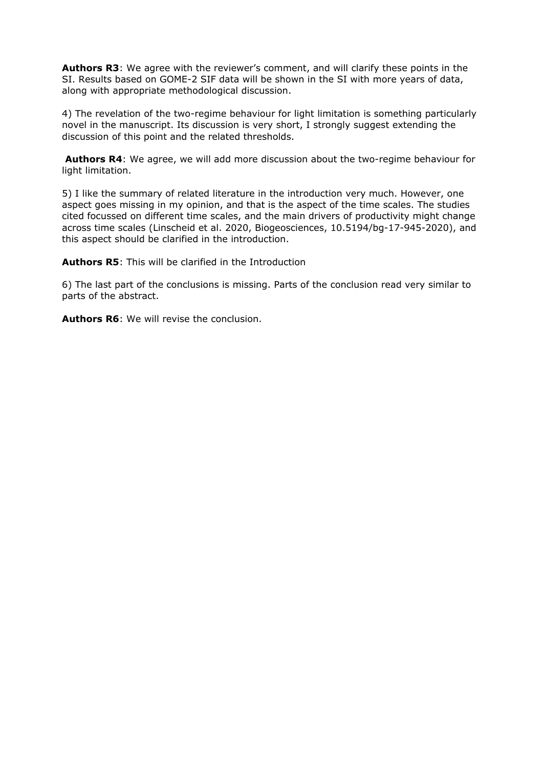**Authors R3**: We agree with the reviewer's comment, and will clarify these points in the SI. Results based on GOME-2 SIF data will be shown in the SI with more years of data, along with appropriate methodological discussion.

4) The revelation of the two-regime behaviour for light limitation is something particularly novel in the manuscript. Its discussion is very short, I strongly suggest extending the discussion of this point and the related thresholds.

**Authors R4**: We agree, we will add more discussion about the two-regime behaviour for light limitation.

5) I like the summary of related literature in the introduction very much. However, one aspect goes missing in my opinion, and that is the aspect of the time scales. The studies cited focussed on different time scales, and the main drivers of productivity might change across time scales (Linscheid et al. 2020, Biogeosciences, 10.5194/bg-17-945-2020), and this aspect should be clarified in the introduction.

**Authors R5**: This will be clarified in the Introduction

6) The last part of the conclusions is missing. Parts of the conclusion read very similar to parts of the abstract.

**Authors R6**: We will revise the conclusion.